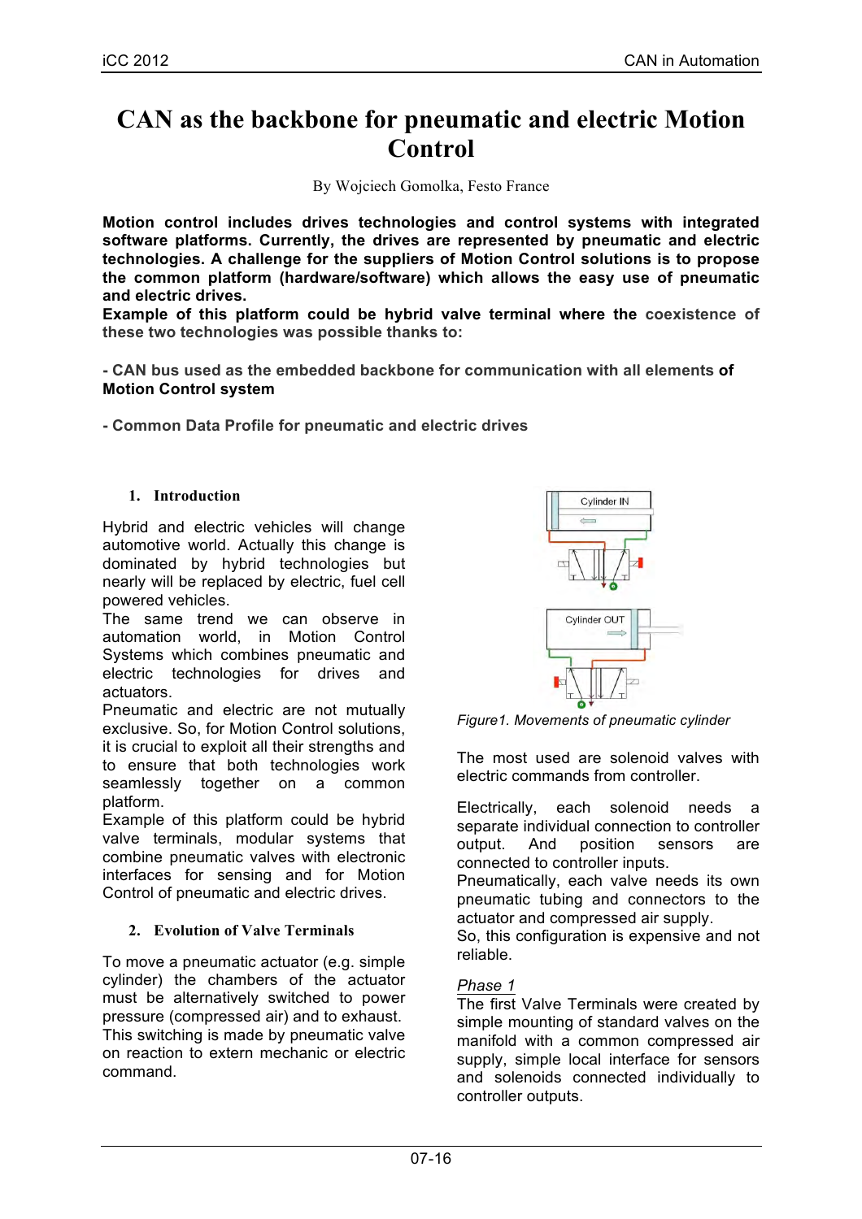# CAN as the backbone for pneumatic and electric Motion Control

By Wojciech Gomolka, Festo France

**Motion control includes drives technologies and control systems with integrated software platforms. Currently, the drives are represented by pneumatic and electric technologies. A challenge for the suppliers of Motion Control solutions is to propose the common platform (hardware/software) which allows the easy use of pneumatic and electric drives.**
**Example of this platform could be hybrid valve terminal where the coexistence of these two technologies was possible thanks to:**

**- CAN bus used as the embedded backbone for communication with all elements of Motion Control system**

**- Common Data Profile for pneumatic and electric drives**

## 1. Introduction

Hybrid and electric vehicles will change automotive world. Actually this change is dominated by hybrid technologies but nearly will be replaced by electric, fuel cell powered vehicles.
The same trend we can observe in automation world, in Motion Control Systems which combines pneumatic and electric technologies for drives and actuators.
Pneumatic and electric are not mutually exclusive. So, for Motion Control solutions, it is crucial to exploit all their strengths and to ensure that both technologies work seamlessly together on a common platform.
Example of this platform could be hybrid valve terminals, modular systems that combine pneumatic valves with electronic interfaces for sensing and for Motion Control of pneumatic and electric drives.

## 2. Evolution of Valve Terminals

To move a pneumatic actuator (e.g. simple cylinder) the chambers of the actuator must be alternatively switched to power pressure (compressed air) and to exhaust. This switching is made by pneumatic valve on reaction to extern mechanic or electric command.

*Figure1. Movements of pneumatic cylinder*

The most used are solenoid valves with electric commands from controller.

Electrically, each solenoid needs a separate individual connection to controller output. And position sensors are connected to controller inputs.
Pneumatically, each valve needs its own pneumatic tubing and connectors to the actuator and compressed air supply.
So, this configuration is expensive and not reliable.

*Phase 1*
The first Valve Terminals were created by simple mounting of standard valves on the manifold with a common compressed air supply, simple local interface for sensors and solenoids connected individually to controller outputs.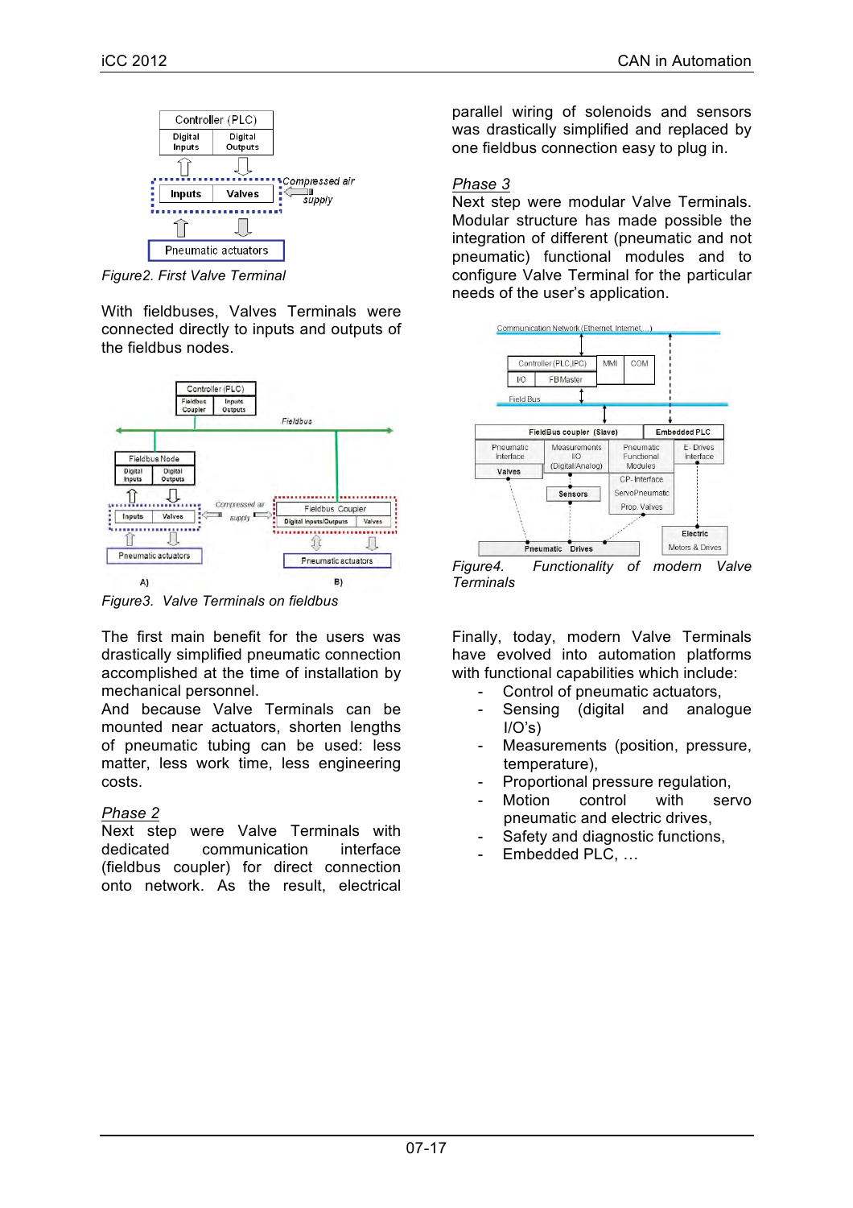Figure2. First Valve Terminal

With fieldbuses, Valves Terminals were connected directly to inputs and outputs of the fieldbus nodes.

Figure3. Valve Terminals on fieldbus

The first main benefit for the users was drastically simplified pneumatic connection accomplished at the time of installation by mechanical personnel.

And because Valve Terminals can be mounted near actuators, shorten lengths of pneumatic tubing can be used: less matter, less work time, less engineering costs.

*Phase 2*

Next step were Valve Terminals with dedicated communication interface (fieldbus coupler) for direct connection onto network. As the result, electrical parallel wiring of solenoids and sensors was drastically simplified and replaced by one fieldbus connection easy to plug in.

*Phase 3*

Next step were modular Valve Terminals. Modular structure has made possible the integration of different (pneumatic and not pneumatic) functional modules and to configure Valve Terminal for the particular needs of the user's application.

Figure4. Functionality of modern Valve Terminals

Finally, today, modern Valve Terminals have evolved into automation platforms with functional capabilities which include:

- Control of pneumatic actuators,
- Sensing (digital and analogue I/O's)
- Measurements (position, pressure, temperature),
- Proportional pressure regulation,
- Motion control with servo pneumatic and electric drives,
- Safety and diagnostic functions,
- Embedded PLC, …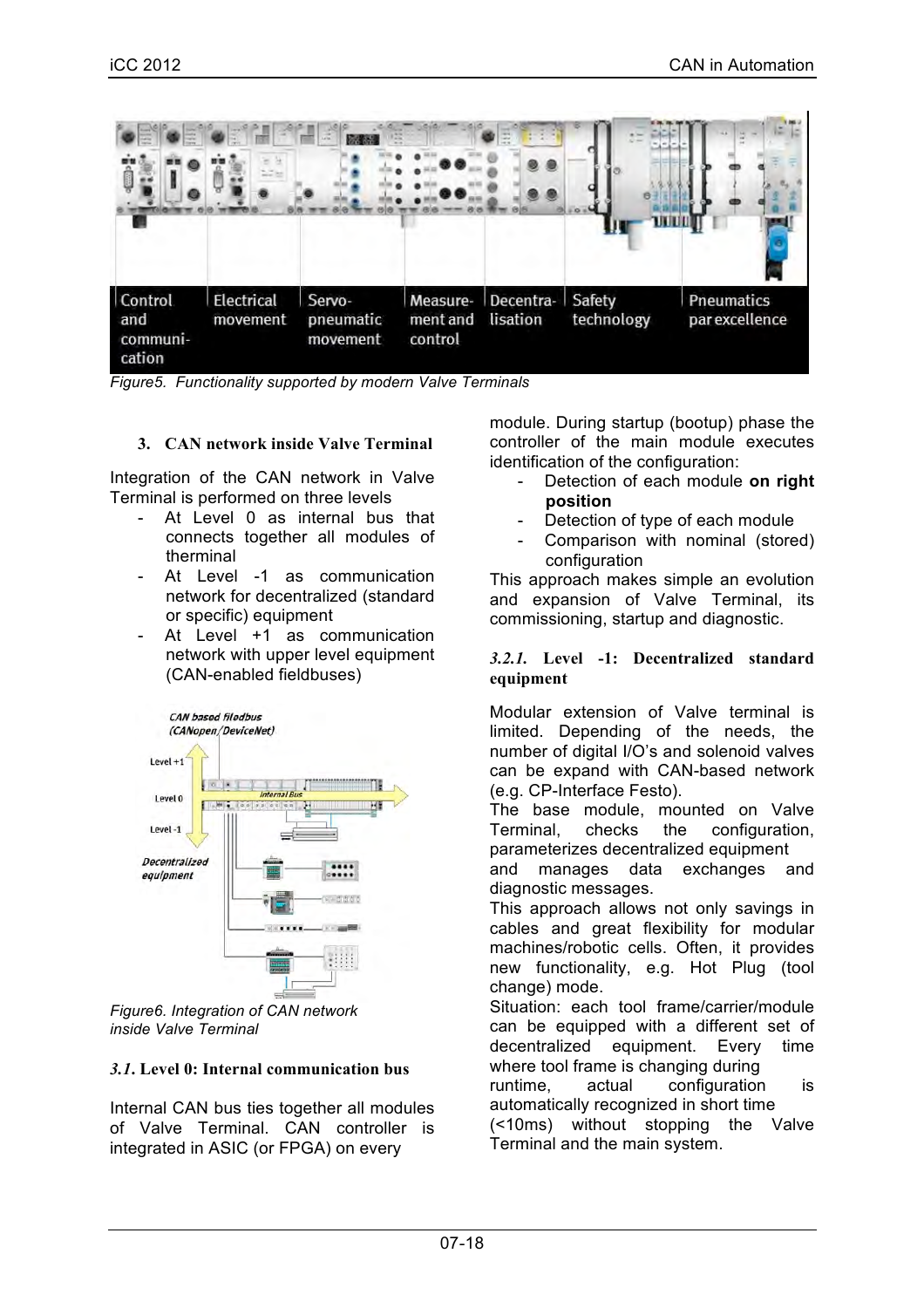Figure5. Functionality supported by modern Valve Terminals

## 3. CAN network inside Valve Terminal

Integration of the CAN network in Valve Terminal is performed on three levels

- At Level 0 as internal bus that connects together all modules of therminal
- At Level -1 as communication network for decentralized (standard or specific) equipment
- At Level +1 as communication network with upper level equipment (CAN-enabled fieldbuses)

Figure6. Integration of CAN network inside Valve Terminal

### *3.1.* Level 0: Internal communication bus

Internal CAN bus ties together all modules of Valve Terminal. CAN controller is integrated in ASIC (or FPGA) on every module. During startup (bootup) phase the controller of the main module executes identification of the configuration:

- Detection of each module **on right position**
- Detection of type of each module
- Comparison with nominal (stored) configuration

This approach makes simple an evolution and expansion of Valve Terminal, its commissioning, startup and diagnostic.

#### *3.2.1.* Level -1: Decentralized standard equipment

Modular extension of Valve terminal is limited. Depending of the needs, the number of digital I/O's and solenoid valves can be expand with CAN-based network (e.g. CP-Interface Festo).

The base module, mounted on Valve Terminal, checks the configuration, parameterizes decentralized equipment and manages data exchanges and diagnostic messages.

This approach allows not only savings in cables and great flexibility for modular machines/robotic cells. Often, it provides new functionality, e.g. Hot Plug (tool change) mode.

Situation: each tool frame/carrier/module can be equipped with a different set of decentralized equipment. Every time where tool frame is changing during runtime, actual configuration is automatically recognized in short time (<10ms) without stopping the Valve Terminal and the main system.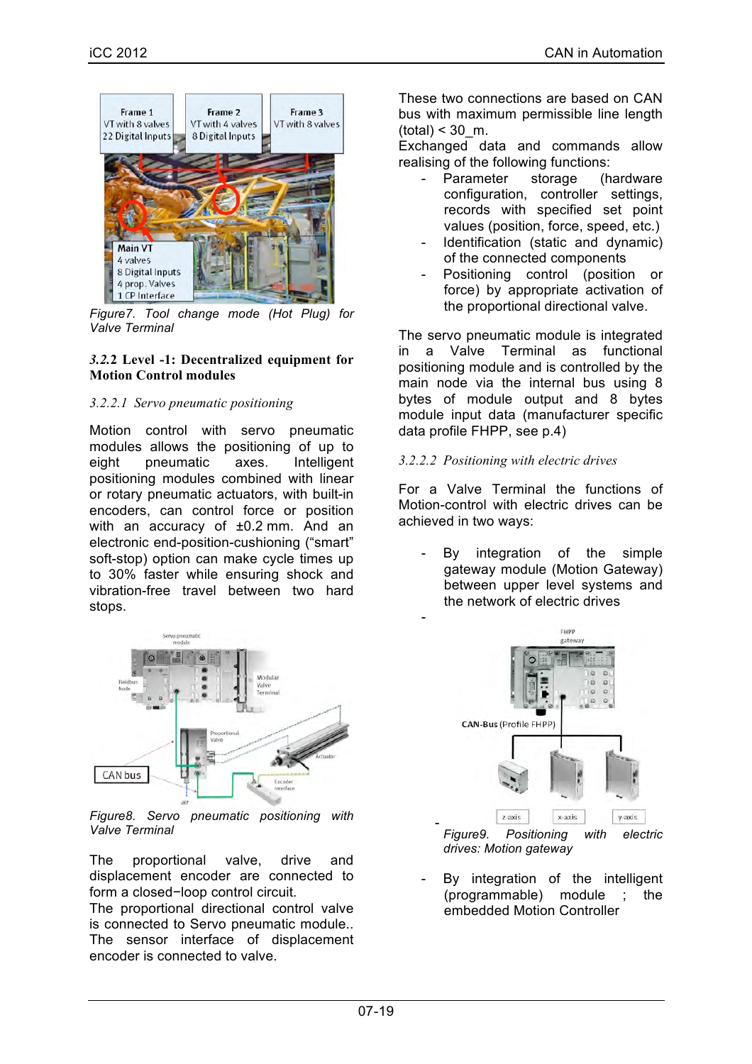*Figure7. Tool change mode (Hot Plug) for Valve Terminal*

### *3.2.*2 Level -1: Decentralized equipment for Motion Control modules

#### *3.2.2.1 Servo pneumatic positioning*

Motion control with servo pneumatic modules allows the positioning of up to eight pneumatic axes. Intelligent positioning modules combined with linear or rotary pneumatic actuators, with built-in encoders, can control force or position with an accuracy of ±0.2 mm. And an electronic end-position-cushioning (“smart” soft-stop) option can make cycle times up to 30% faster while ensuring shock and vibration-free travel between two hard stops.

*Figure8. Servo pneumatic positioning with Valve Terminal*

The proportional valve, drive and displacement encoder are connected to form a closed−loop control circuit.
The proportional directional control valve is connected to Servo pneumatic module..
The sensor interface of displacement encoder is connected to valve.

These two connections are based on CAN bus with maximum permissible line length (total) < 30_m.
Exchanged data and commands allow realising of the following functions:

- Parameter storage (hardware configuration, controller settings, records with specified set point values (position, force, speed, etc.)
- Identification (static and dynamic) of the connected components
- Positioning control (position or force) by appropriate activation of the proportional directional valve.

The servo pneumatic module is integrated in a Valve Terminal as functional positioning module and is controlled by the main node via the internal bus using 8 bytes of module output and 8 bytes module input data (manufacturer specific data profile FHPP, see p.4)

#### *3.2.2.2 Positioning with electric drives*

For a Valve Terminal the functions of Motion-control with electric drives can be achieved in two ways:

- By integration of the simple gateway module (Motion Gateway) between upper level systems and the network of electric drives
-

*Figure9. Positioning with electric drives: Motion gateway*

- By integration of the intelligent (programmable) module ; the embedded Motion Controller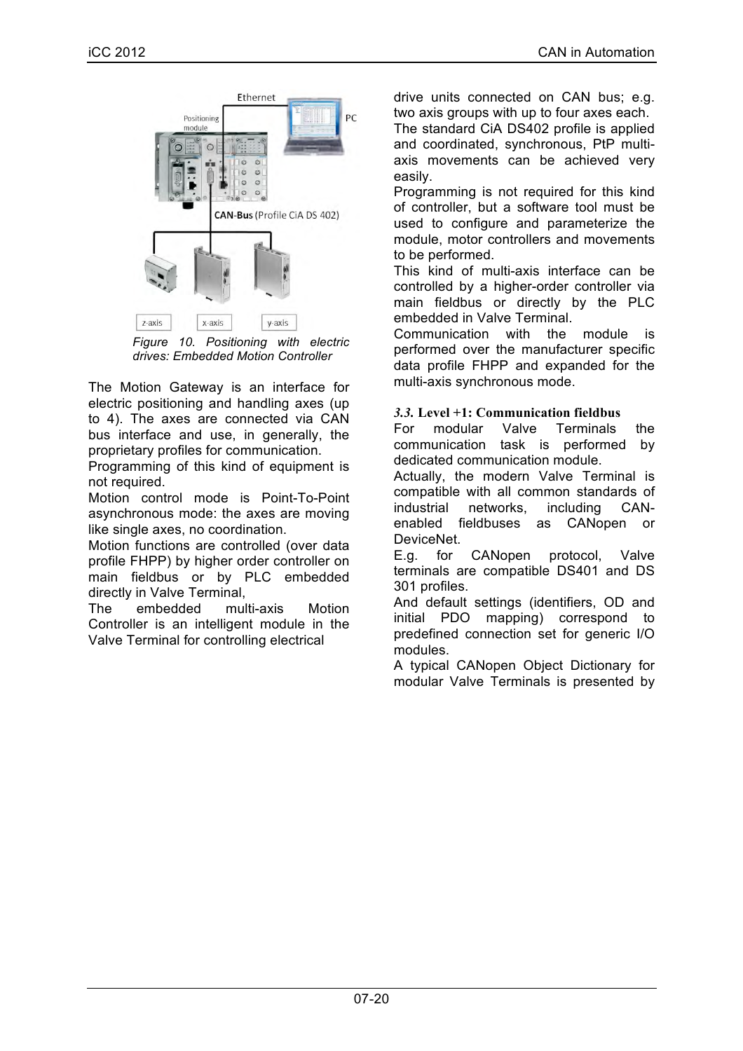Figure 10. Positioning with electric drives: Embedded Motion Controller

The Motion Gateway is an interface for electric positioning and handling axes (up to 4). The axes are connected via CAN bus interface and use, in generally, the proprietary profiles for communication.

Programming of this kind of equipment is not required.

Motion control mode is Point-To-Point asynchronous mode: the axes are moving like single axes, no coordination.

Motion functions are controlled (over data profile FHPP) by higher order controller on main fieldbus or by PLC embedded directly in Valve Terminal,

The embedded multi-axis Motion Controller is an intelligent module in the Valve Terminal for controlling electrical drive units connected on CAN bus; e.g. two axis groups with up to four axes each.

The standard CiA DS402 profile is applied and coordinated, synchronous, PtP multi-axis movements can be achieved very easily.

Programming is not required for this kind of controller, but a software tool must be used to configure and parameterize the module, motor controllers and movements to be performed.

This kind of multi-axis interface can be controlled by a higher-order controller via main fieldbus or directly by the PLC embedded in Valve Terminal.

Communication with the module is performed over the manufacturer specific data profile FHPP and expanded for the multi-axis synchronous mode.

### *3.3.* Level +1: Communication fieldbus

For modular Valve Terminals the communication task is performed by dedicated communication module.

Actually, the modern Valve Terminal is compatible with all common standards of industrial networks, including CAN-enabled fieldbuses as CANopen or DeviceNet.

E.g. for CANopen protocol, Valve terminals are compatible DS401 and DS 301 profiles.

And default settings (identifiers, OD and initial PDO mapping) correspond to predefined connection set for generic I/O modules.

A typical CANopen Object Dictionary for modular Valve Terminals is presented by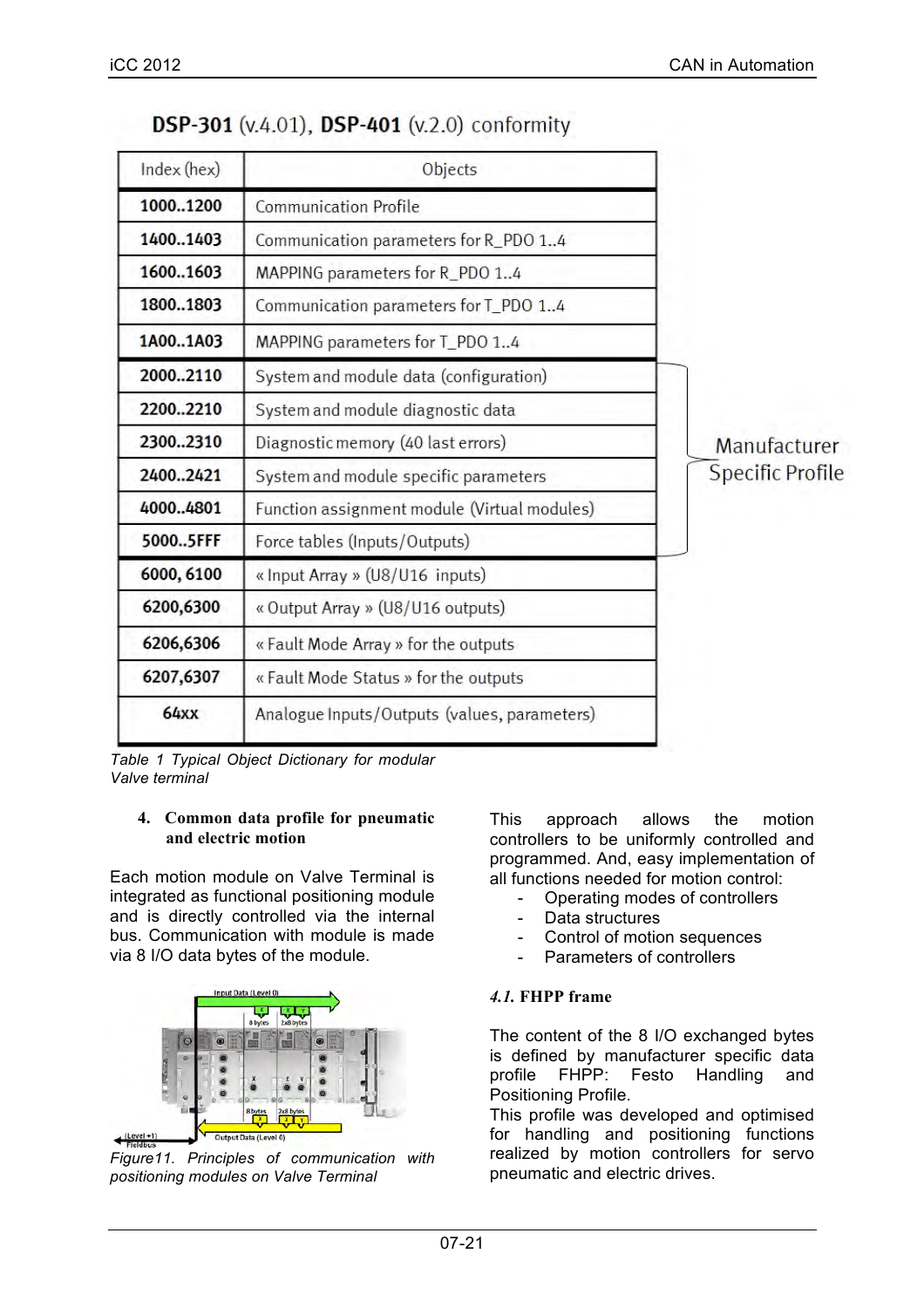**DSP-301** (v.4.01), **DSP-401** (v.2.0) conformity

| Index (hex) | Objects |
|---|---|
| **1000..1200** | Communication Profile |
| **1400..1403** | Communication parameters for R_PDO 1..4 |
| **1600..1603** | MAPPING parameters for R_PDO 1..4 |
| **1800..1803** | Communication parameters for T_PDO 1..4 |
| **1A00..1A03** | MAPPING parameters for T_PDO 1..4 |
| **2000..2110** | System and module data (configuration) |
| **2200..2210** | System and module diagnostic data |
| **2300..2310** | Diagnostic memory (40 last errors) |
| **2400..2421** | System and module specific parameters |
| **4000..4801** | Function assignment module (Virtual modules) |
| **5000..5FFF** | Force tables (Inputs/Outputs) |
| **6000, 6100** | « Input Array » (U8/U16 inputs) |
| **6200,6300** | « Output Array » (U8/U16 outputs) |
| **6206,6306** | « Fault Mode Array » for the outputs |
| **6207,6307** | « Fault Mode Status » for the outputs |
| **64xx** | Analogue Inputs/Outputs (values, parameters) |

(Rows 2000..2110 to 5000..5FFF: Manufacturer Specific Profile)

*Table 1 Typical Object Dictionary for modular Valve terminal*

## 4. Common data profile for pneumatic and electric motion

Each motion module on Valve Terminal is integrated as functional positioning module and is directly controlled via the internal bus. Communication with module is made via 8 I/O data bytes of the module.

*Figure11. Principles of communication with positioning modules on Valve Terminal*

This approach allows the motion controllers to be uniformly controlled and programmed. And, easy implementation of all functions needed for motion control:

- Operating modes of controllers
- Data structures
- Control of motion sequences
- Parameters of controllers

### *4.1.* FHPP frame

The content of the 8 I/O exchanged bytes is defined by manufacturer specific data profile FHPP: Festo Handling and Positioning Profile.

This profile was developed and optimised for handling and positioning functions realized by motion controllers for servo pneumatic and electric drives.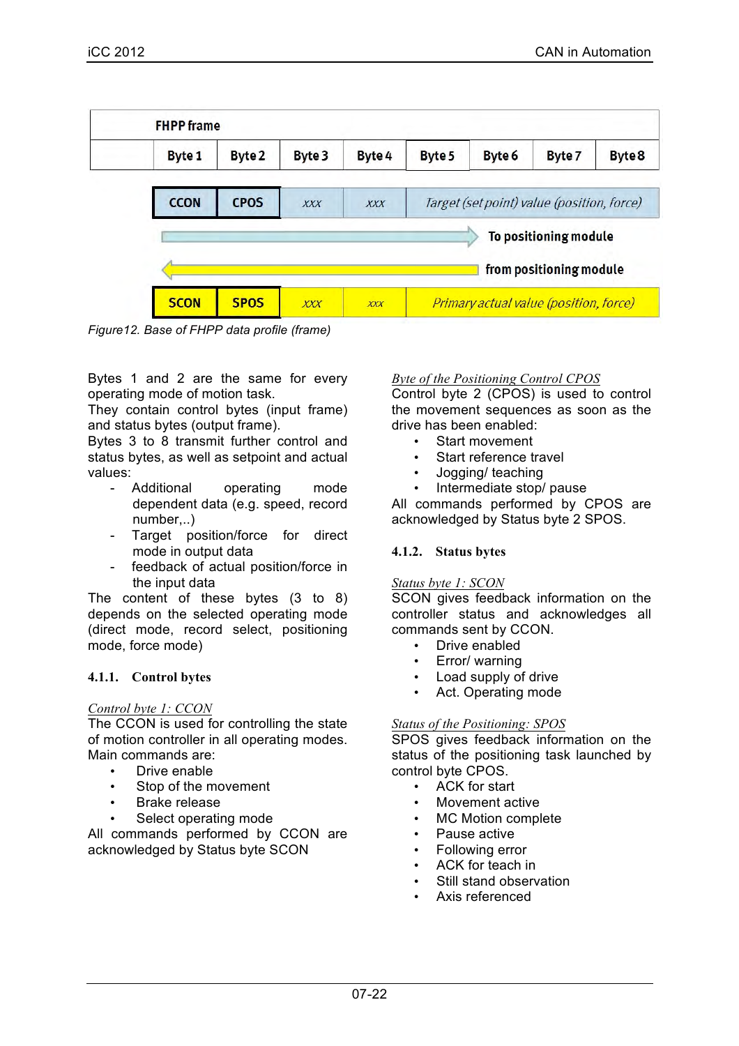| FHPP frame | | | | | | | |
|---|---|---|---|---|---|---|---|
| Byte 1 | Byte 2 | Byte 3 | Byte 4 | Byte 5 | Byte 6 | Byte 7 | Byte 8 |
| CCON | CPOS | *xxx* | *xxx* | *Target (set point) value (position, force)* | | | |
| → To positioning module | | | | | | | |
| ← from positioning module | | | | | | | |
| SCON | SPOS | *xxx* | *xxx* | *Primary actual value (position, force)* | | | |

*Figure12. Base of FHPP data profile (frame)*

Bytes 1 and 2 are the same for every operating mode of motion task.
They contain control bytes (input frame) and status bytes (output frame).
Bytes 3 to 8 transmit further control and status bytes, as well as setpoint and actual values:

- Additional operating mode dependent data (e.g. speed, record number,..)
- Target position/force for direct mode in output data
- feedback of actual position/force in the input data

The content of these bytes (3 to 8) depends on the selected operating mode (direct mode, record select, positioning mode, force mode)

### 4.1.1. Control bytes

*Control byte 1: CCON*
The CCON is used for controlling the state of motion controller in all operating modes. Main commands are:

- Drive enable
- Stop of the movement
- Brake release
- Select operating mode

All commands performed by CCON are acknowledged by Status byte SCON

*Byte of the Positioning Control CPOS*
Control byte 2 (CPOS) is used to control the movement sequences as soon as the drive has been enabled:

- Start movement
- Start reference travel
- Jogging/ teaching
- Intermediate stop/ pause

All commands performed by CPOS are acknowledged by Status byte 2 SPOS.

### 4.1.2. Status bytes

*Status byte 1: SCON*
SCON gives feedback information on the controller status and acknowledges all commands sent by CCON.

- Drive enabled
- Error/ warning
- Load supply of drive
- Act. Operating mode

*Status of the Positioning: SPOS*
SPOS gives feedback information on the status of the positioning task launched by control byte CPOS.

- ACK for start
- Movement active
- MC Motion complete
- Pause active
- Following error
- ACK for teach in
- Still stand observation
- Axis referenced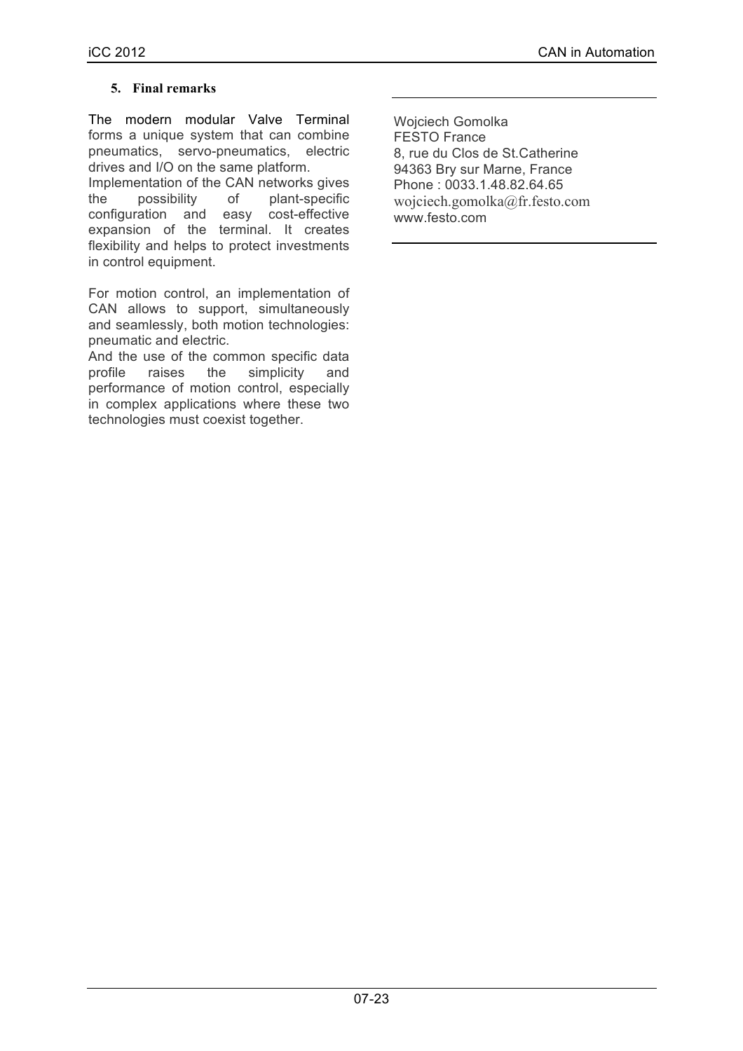## 5. Final remarks

The modern modular Valve Terminal forms a unique system that can combine pneumatics, servo-pneumatics, electric drives and I/O on the same platform.
Implementation of the CAN networks gives the possibility of plant-specific configuration and easy cost-effective expansion of the terminal. It creates flexibility and helps to protect investments in control equipment.

For motion control, an implementation of CAN allows to support, simultaneously and seamlessly, both motion technologies: pneumatic and electric.
And the use of the common specific data profile raises the simplicity and performance of motion control, especially in complex applications where these two technologies must coexist together.

---

Wojciech Gomolka
FESTO France
8, rue du Clos de St.Catherine
94363 Bry sur Marne, France
Phone : 0033.1.48.82.64.65
wojciech.gomolka@fr.festo.com
www.festo.com

---